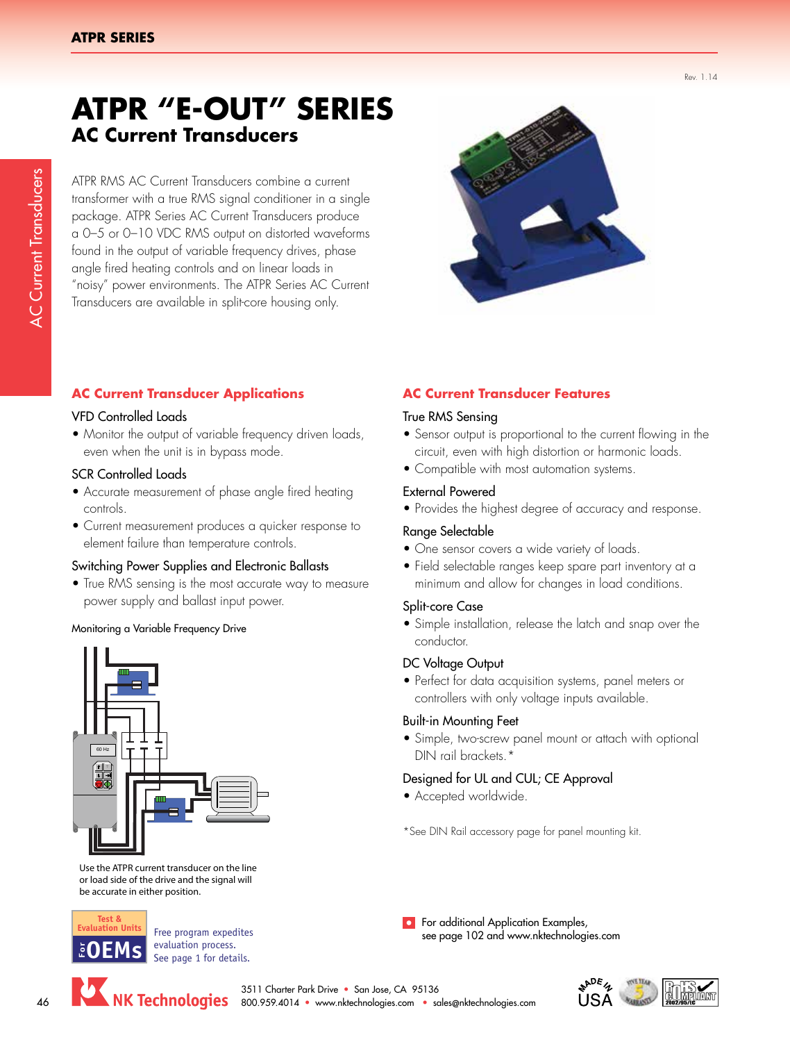Rev. 1.14

# ATPR "E-OUT" SERIES

## AC Current Transducers

ATPR RMS AC Current Transducers combine a current transformer with a true RMS signal conditioner in a single package. ATPR Series AC Current Transducers produce a 0–5 or 0–10 VDC RMS output on distorted waveforms found in the output of variable frequency drives, phase angle fired heating controls and on linear loads in "noisy" power environments. The ATPR Series AC Current Transducers are available in split-core housing only.

### AC Current Transducer Applications

**VFD Controlled Loads**

- Monitor the output of variable frequency driven loads, even when the unit is in bypass mode.

**SCR Controlled Loads**

- Accurate measurement of phase angle fired heating controls.
- Current measurement produces a quicker response to element failure than temperature controls.

**Switching Power Supplies and Electronic Ballasts**

- True RMS sensing is the most accurate way to measure power supply and ballast input power.

Monitoring a Variable Frequency Drive

Use the ATPR current transducer on the line or load side of the drive and the signal will be accurate in either position.

Test & Evaluation Units For OEMs — Free program expedites evaluation process. See page 1 for details.

### AC Current Transducer Features

**True RMS Sensing**

- Sensor output is proportional to the current flowing in the circuit, even with high distortion or harmonic loads.
- Compatible with most automation systems.

**External Powered**

- Provides the highest degree of accuracy and response.

**Range Selectable**

- One sensor covers a wide variety of loads.
- Field selectable ranges keep spare part inventory at a minimum and allow for changes in load conditions.

**Split-core Case**

- Simple installation, release the latch and snap over the conductor.

**DC Voltage Output**

- Perfect for data acquisition systems, panel meters or controllers with only voltage inputs available.

**Built-in Mounting Feet**

- Simple, two-screw panel mount or attach with optional DIN rail brackets.*

**Designed for UL and CUL; CE Approval**

- Accepted worldwide.

*See DIN Rail accessory page for panel mounting kit.

For additional Application Examples, see page 102 and www.nktechnologies.com

NK Technologies — 3511 Charter Park Drive • San Jose, CA 95136 — 800.959.4014 • www.nktechnologies.com • sales@nktechnologies.com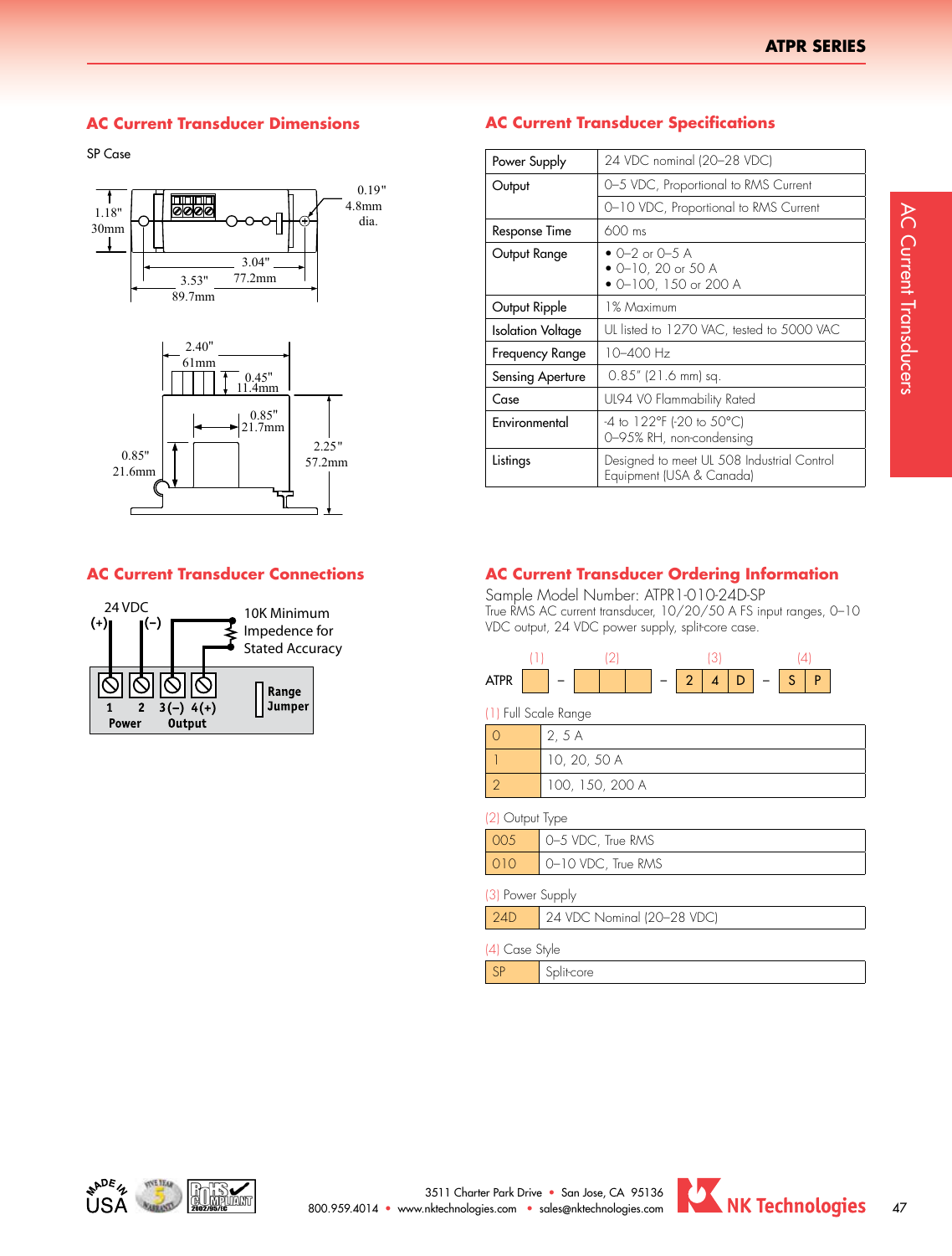## AC Current Transducer Dimensions

SP Case

1.18"
30mm

0.19"
4.8mm
dia.

3.04"
77.2mm

3.53"
89.7mm

2.40"
61mm

0.45"
11.4mm

0.85"
21.7mm

0.85"
21.6mm

2.25"
57.2mm

## AC Current Transducer Specifications

| | |
|---|---|
| Power Supply | 24 VDC nominal (20–28 VDC) |
| Output | 0–5 VDC, Proportional to RMS Current |
| | 0–10 VDC, Proportional to RMS Current |
| Response Time | 600 ms |
| Output Range | • 0–2 or 0–5 A<br>• 0–10, 20 or 50 A<br>• 0–100, 150 or 200 A |
| Output Ripple | 1% Maximum |
| Isolation Voltage | UL listed to 1270 VAC, tested to 5000 VAC |
| Frequency Range | 10–400 Hz |
| Sensing Aperture | 0.85" (21.6 mm) sq. |
| Case | UL94 V0 Flammability Rated |
| Environmental | -4 to 122°F (-20 to 50°C)<br>0–95% RH, non-condensing |
| Listings | Designed to meet UL 508 Industrial Control Equipment (USA & Canada) |

## AC Current Transducer Connections

24 VDC
(+) (–)

10K Minimum Impedence for Stated Accuracy

1 2 3(–) 4(+)
Power Output

Range Jumper

## AC Current Transducer Ordering Information

Sample Model Number: ATPR1-010-24D-SP

True RMS AC current transducer, 10/20/50 A FS input ranges, 0–10 VDC output, 24 VDC power supply, split-core case.

ATPR (1) – (2) – (3) 2 4 D – (4) S P

(1) Full Scale Range

| | |
|---|---|
| 0 | 2, 5 A |
| 1 | 10, 20, 50 A |
| 2 | 100, 150, 200 A |

(2) Output Type

| | |
|---|---|
| 005 | 0–5 VDC, True RMS |
| 010 | 0–10 VDC, True RMS |

(3) Power Supply

| | |
|---|---|
| 24D | 24 VDC Nominal (20–28 VDC) |

(4) Case Style

| | |
|---|---|
| SP | Split-core |

3511 Charter Park Drive • San Jose, CA 95136
800.959.4014 • www.nktechnologies.com • sales@nktechnologies.com